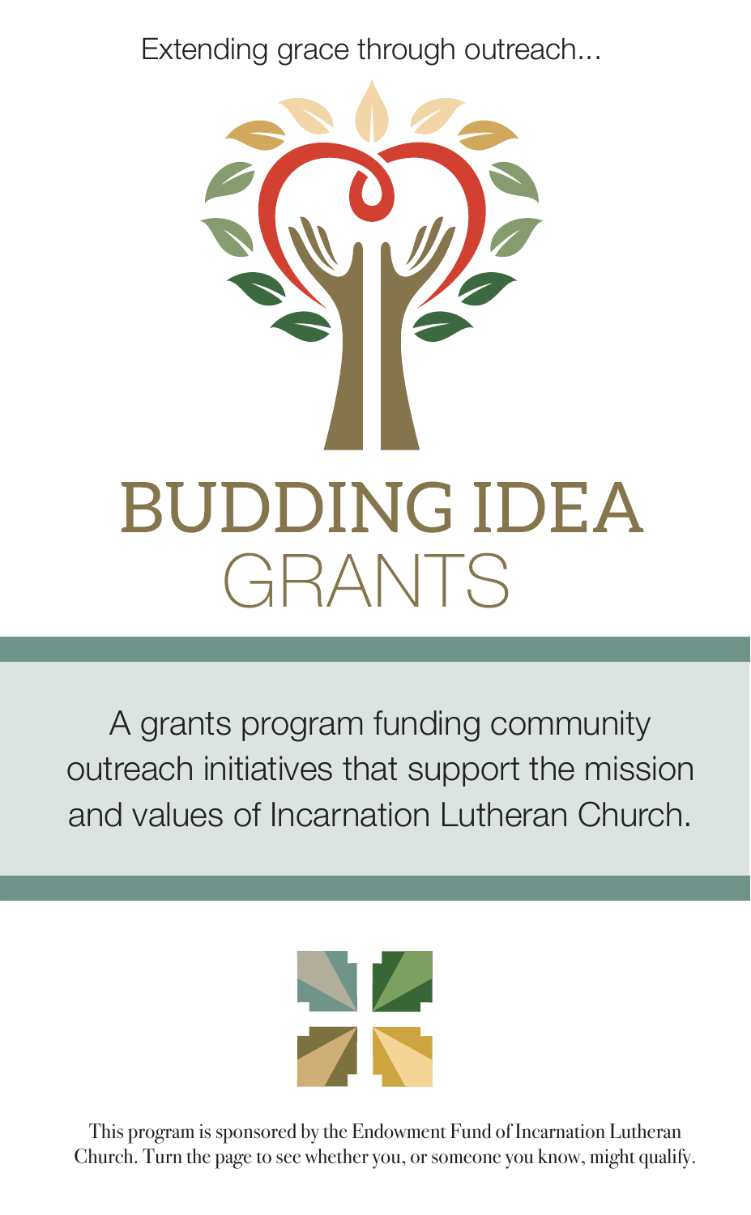Extending grace through outreach...

# BUDDING IDEA GRANTS

A grants program funding community outreach initiatives that support the mission and values of Incarnation Lutheran Church.

This program is sponsored by the Endowment Fund of Incarnation Lutheran Church. Turn the page to see whether you, or someone you know, might qualify.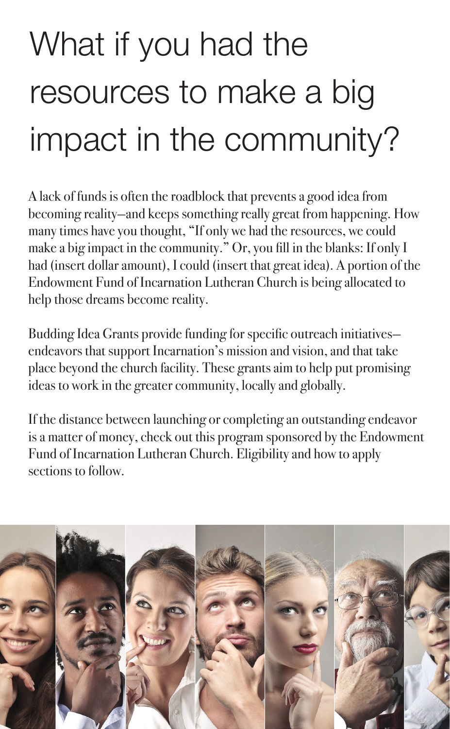# What if you had the resources to make a big impact in the community?

A lack of funds is often the roadblock that prevents a good idea from becoming reality–and keeps something really great from happening. How many times have you thought, "If only we had the resources, we could make a big impact in the community." Or, you fill in the blanks: If only I had (insert dollar amount), I could (insert that great idea). A portion of the Endowment Fund of Incarnation Lutheran Church is being allocated to help those dreams become reality.

Budding Idea Grants provide funding for specific outreach initiatives–endeavors that support Incarnation's mission and vision, and that take place beyond the church facility. These grants aim to help put promising ideas to work in the greater community, locally and globally.

If the distance between launching or completing an outstanding endeavor is a matter of money, check out this program sponsored by the Endowment Fund of Incarnation Lutheran Church. Eligibility and how to apply sections to follow.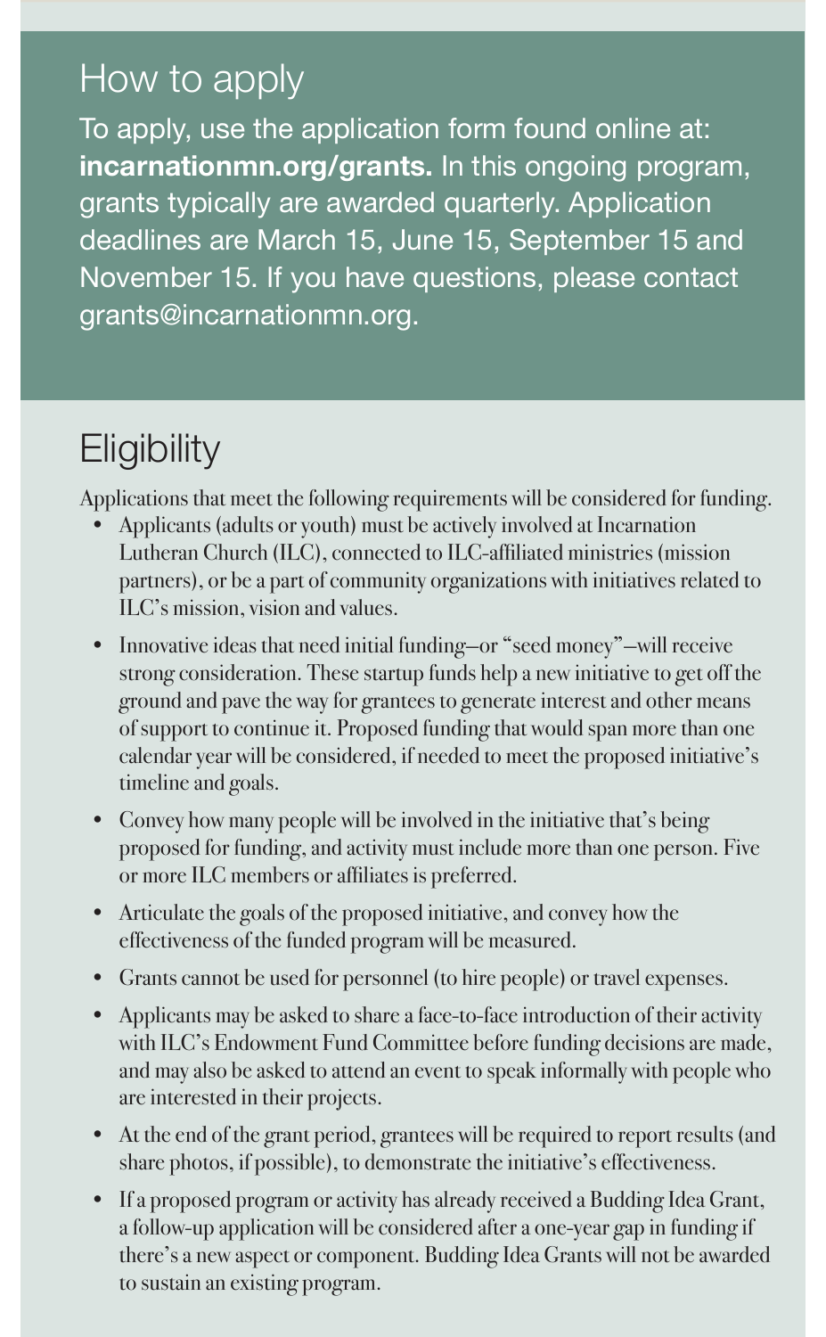## How to apply

To apply, use the application form found online at: **incarnationmn.org/grants.** In this ongoing program, grants typically are awarded quarterly. Application deadlines are March 15, June 15, September 15 and November 15. If you have questions, please contact grants@incarnationmn.org.

## Eligibility

Applications that meet the following requirements will be considered for funding.

- Applicants (adults or youth) must be actively involved at Incarnation Lutheran Church (ILC), connected to ILC-affiliated ministries (mission partners), or be a part of community organizations with initiatives related to ILC's mission, vision and values.
- Innovative ideas that need initial funding—or "seed money"—will receive strong consideration. These startup funds help a new initiative to get off the ground and pave the way for grantees to generate interest and other means of support to continue it. Proposed funding that would span more than one calendar year will be considered, if needed to meet the proposed initiative's timeline and goals.
- Convey how many people will be involved in the initiative that's being proposed for funding, and activity must include more than one person. Five or more ILC members or affiliates is preferred.
- Articulate the goals of the proposed initiative, and convey how the effectiveness of the funded program will be measured.
- Grants cannot be used for personnel (to hire people) or travel expenses.
- Applicants may be asked to share a face-to-face introduction of their activity with ILC's Endowment Fund Committee before funding decisions are made, and may also be asked to attend an event to speak informally with people who are interested in their projects.
- At the end of the grant period, grantees will be required to report results (and share photos, if possible), to demonstrate the initiative's effectiveness.
- If a proposed program or activity has already received a Budding Idea Grant, a follow-up application will be considered after a one-year gap in funding if there's a new aspect or component. Budding Idea Grants will not be awarded to sustain an existing program.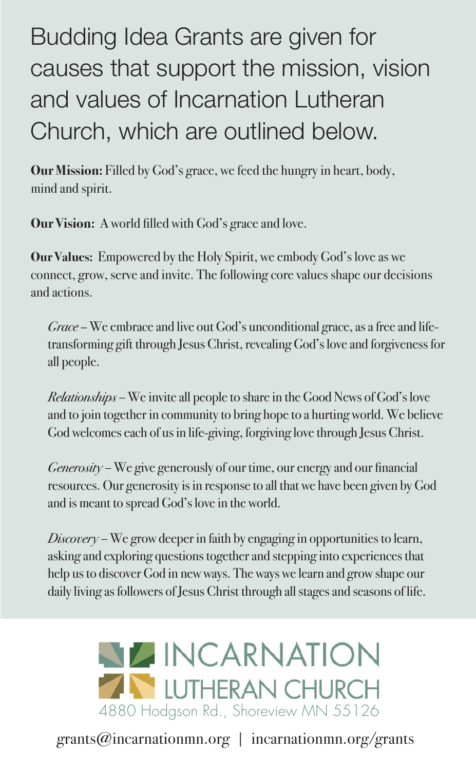# Budding Idea Grants are given for causes that support the mission, vision and values of Incarnation Lutheran Church, which are outlined below.

**Our Mission:** Filled by God's grace, we feed the hungry in heart, body, mind and spirit.

**Our Vision:** A world filled with God's grace and love.

**Our Values:** Empowered by the Holy Spirit, we embody God's love as we connect, grow, serve and invite. The following core values shape our decisions and actions.

*Grace* – We embrace and live out God's unconditional grace, as a free and life-transforming gift through Jesus Christ, revealing God's love and forgiveness for all people.

*Relationships* – We invite all people to share in the Good News of God's love and to join together in community to bring hope to a hurting world. We believe God welcomes each of us in life-giving, forgiving love through Jesus Christ.

*Generosity* – We give generously of our time, our energy and our financial resources. Our generosity is in response to all that we have been given by God and is meant to spread God's love in the world.

*Discovery* – We grow deeper in faith by engaging in opportunities to learn, asking and exploring questions together and stepping into experiences that help us to discover God in new ways. The ways we learn and grow shape our daily living as followers of Jesus Christ through all stages and seasons of life.

INCARNATION LUTHERAN CHURCH
4880 Hodgson Rd., Shoreview MN 55126

grants@incarnationmn.org | incarnationmn.org/grants